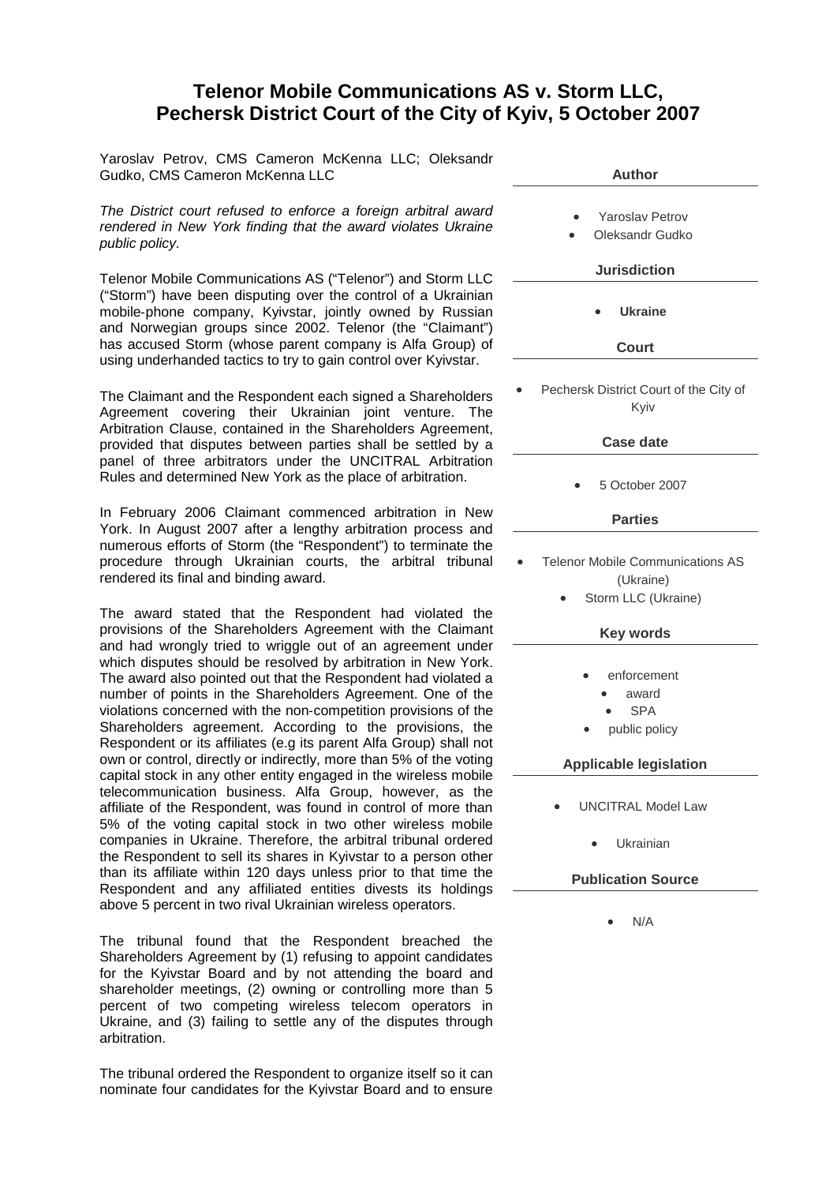# Telenor Mobile Communications AS v. Storm LLC, Pechersk District Court of the City of Kyiv, 5 October 2007

Yaroslav Petrov, CMS Cameron McKenna LLC; Oleksandr Gudko, CMS Cameron McKenna LLC

*The District court refused to enforce a foreign arbitral award rendered in New York finding that the award violates Ukraine public policy.*

Telenor Mobile Communications AS ("Telenor") and Storm LLC ("Storm") have been disputing over the control of a Ukrainian mobile-phone company, Kyivstar, jointly owned by Russian and Norwegian groups since 2002. Telenor (the "Claimant") has accused Storm (whose parent company is Alfa Group) of using underhanded tactics to try to gain control over Kyivstar.

The Claimant and the Respondent each signed a Shareholders Agreement covering their Ukrainian joint venture. The Arbitration Clause, contained in the Shareholders Agreement, provided that disputes between parties shall be settled by a panel of three arbitrators under the UNCITRAL Arbitration Rules and determined New York as the place of arbitration.

In February 2006 Claimant commenced arbitration in New York. In August 2007 after a lengthy arbitration process and numerous efforts of Storm (the "Respondent") to terminate the procedure through Ukrainian courts, the arbitral tribunal rendered its final and binding award.

The award stated that the Respondent had violated the provisions of the Shareholders Agreement with the Claimant and had wrongly tried to wriggle out of an agreement under which disputes should be resolved by arbitration in New York. The award also pointed out that the Respondent had violated a number of points in the Shareholders Agreement. One of the violations concerned with the non-competition provisions of the Shareholders agreement. According to the provisions, the Respondent or its affiliates (e.g its parent Alfa Group) shall not own or control, directly or indirectly, more than 5% of the voting capital stock in any other entity engaged in the wireless mobile telecommunication business. Alfa Group, however, as the affiliate of the Respondent, was found in control of more than 5% of the voting capital stock in two other wireless mobile companies in Ukraine. Therefore, the arbitral tribunal ordered the Respondent to sell its shares in Kyivstar to a person other than its affiliate within 120 days unless prior to that time the Respondent and any affiliated entities divests its holdings above 5 percent in two rival Ukrainian wireless operators.

The tribunal found that the Respondent breached the Shareholders Agreement by (1) refusing to appoint candidates for the Kyivstar Board and by not attending the board and shareholder meetings, (2) owning or controlling more than 5 percent of two competing wireless telecom operators in Ukraine, and (3) failing to settle any of the disputes through arbitration.

The tribunal ordered the Respondent to organize itself so it can nominate four candidates for the Kyivstar Board and to ensure

**Author**

- Yaroslav Petrov
- Oleksandr Gudko

**Jurisdiction**

- **Ukraine**

**Court**

- Pechersk District Court of the City of Kyiv

**Case date**

- 5 October 2007

**Parties**

- Telenor Mobile Communications AS (Ukraine)
- Storm LLC (Ukraine)

**Key words**

- enforcement
- award
- SPA
- public policy

**Applicable legislation**

- UNCITRAL Model Law
- Ukrainian

**Publication Source**

- N/A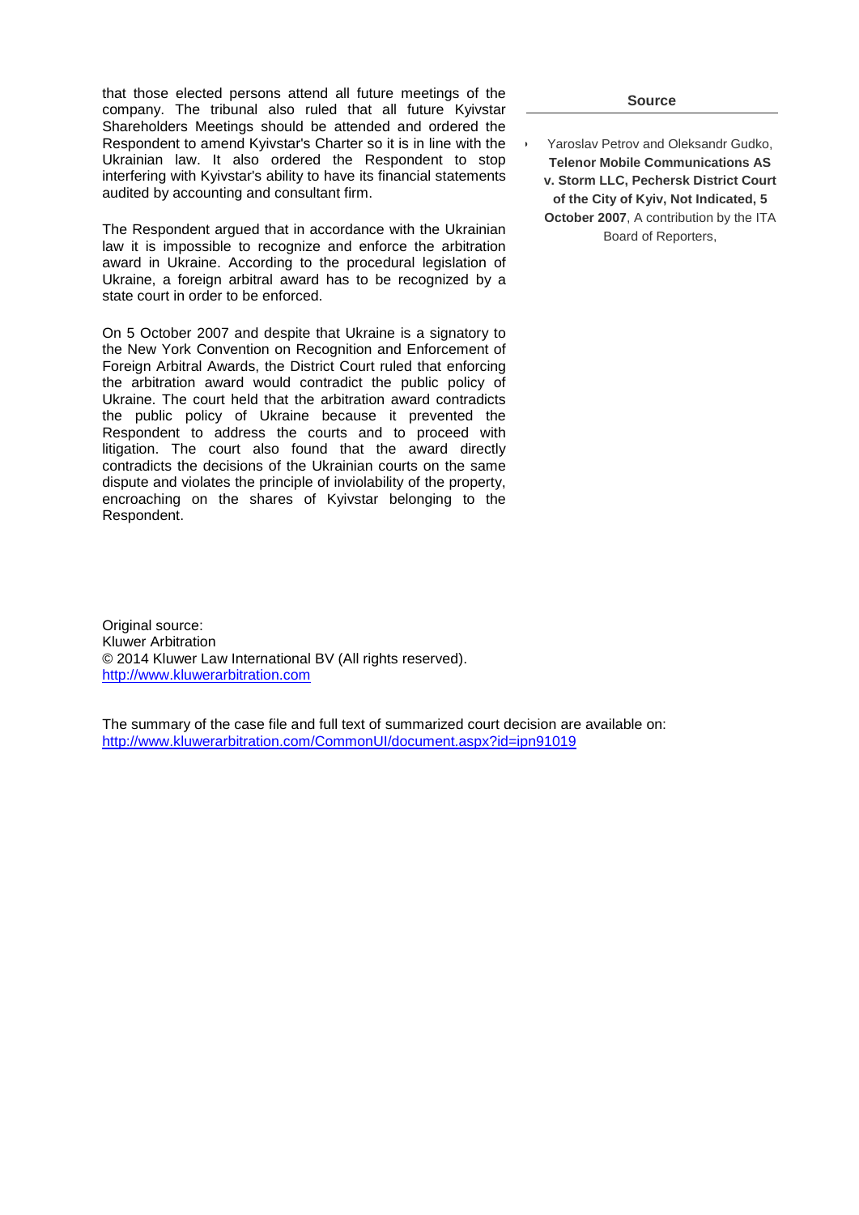that those elected persons attend all future meetings of the company. The tribunal also ruled that all future Kyivstar Shareholders Meetings should be attended and ordered the Respondent to amend Kyivstar's Charter so it is in line with the Ukrainian law. It also ordered the Respondent to stop interfering with Kyivstar's ability to have its financial statements audited by accounting and consultant firm.

The Respondent argued that in accordance with the Ukrainian law it is impossible to recognize and enforce the arbitration award in Ukraine. According to the procedural legislation of Ukraine, a foreign arbitral award has to be recognized by a state court in order to be enforced.

On 5 October 2007 and despite that Ukraine is a signatory to the New York Convention on Recognition and Enforcement of Foreign Arbitral Awards, the District Court ruled that enforcing the arbitration award would contradict the public policy of Ukraine. The court held that the arbitration award contradicts the public policy of Ukraine because it prevented the Respondent to address the courts and to proceed with litigation. The court also found that the award directly contradicts the decisions of the Ukrainian courts on the same dispute and violates the principle of inviolability of the property, encroaching on the shares of Kyivstar belonging to the Respondent.

**Source**

- Yaroslav Petrov and Oleksandr Gudko, **Telenor Mobile Communications AS v. Storm LLC, Pechersk District Court of the City of Kyiv, Not Indicated, 5 October 2007**, A contribution by the ITA Board of Reporters,

Original source:
Kluwer Arbitration
© 2014 Kluwer Law International BV (All rights reserved).
http://www.kluwerarbitration.com

The summary of the case file and full text of summarized court decision are available on:
http://www.kluwerarbitration.com/CommonUI/document.aspx?id=ipn91019